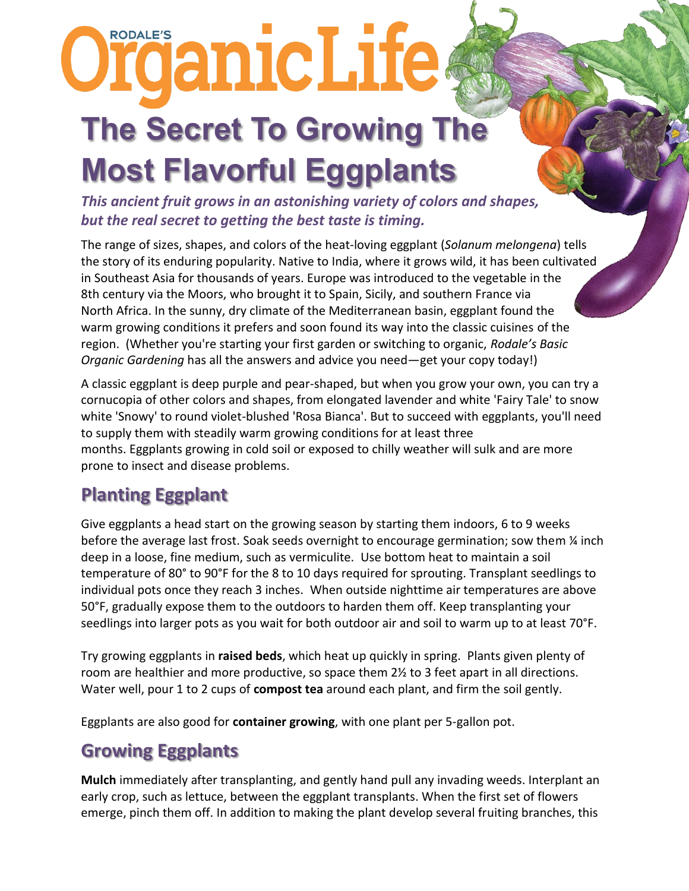RODALE'S **OrganicLife**

# The Secret To Growing The Most Flavorful Eggplants

***This ancient fruit grows in an astonishing variety of colors and shapes, but the real secret to getting the best taste is timing.***

The range of sizes, shapes, and colors of the heat-loving eggplant (*Solanum melongena*) tells the story of its enduring popularity. Native to India, where it grows wild, it has been cultivated in Southeast Asia for thousands of years. Europe was introduced to the vegetable in the 8th century via the Moors, who brought it to Spain, Sicily, and southern France via North Africa. In the sunny, dry climate of the Mediterranean basin, eggplant found the warm growing conditions it prefers and soon found its way into the classic cuisines of the region. (Whether you're starting your first garden or switching to organic, *Rodale's Basic Organic Gardening* has all the answers and advice you need—get your copy today!)

A classic eggplant is deep purple and pear-shaped, but when you grow your own, you can try a cornucopia of other colors and shapes, from elongated lavender and white 'Fairy Tale' to snow white 'Snowy' to round violet-blushed 'Rosa Bianca'. But to succeed with eggplants, you'll need to supply them with steadily warm growing conditions for at least three months. Eggplants growing in cold soil or exposed to chilly weather will sulk and are more prone to insect and disease problems.

## Planting Eggplant

Give eggplants a head start on the growing season by starting them indoors, 6 to 9 weeks before the average last frost. Soak seeds overnight to encourage germination; sow them ¼ inch deep in a loose, fine medium, such as vermiculite. Use bottom heat to maintain a soil temperature of 80° to 90°F for the 8 to 10 days required for sprouting. Transplant seedlings to individual pots once they reach 3 inches. When outside nighttime air temperatures are above 50°F, gradually expose them to the outdoors to harden them off. Keep transplanting your seedlings into larger pots as you wait for both outdoor air and soil to warm up to at least 70°F.

Try growing eggplants in **raised beds**, which heat up quickly in spring. Plants given plenty of room are healthier and more productive, so space them 2½ to 3 feet apart in all directions. Water well, pour 1 to 2 cups of **compost tea** around each plant, and firm the soil gently.

Eggplants are also good for **container growing**, with one plant per 5-gallon pot.

## Growing Eggplants

**Mulch** immediately after transplanting, and gently hand pull any invading weeds. Interplant an early crop, such as lettuce, between the eggplant transplants. When the first set of flowers emerge, pinch them off. In addition to making the plant develop several fruiting branches, this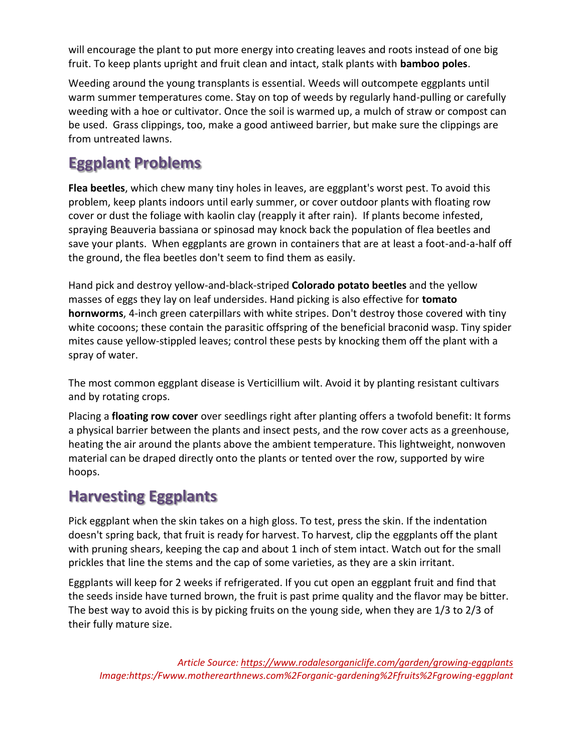will encourage the plant to put more energy into creating leaves and roots instead of one big fruit. To keep plants upright and fruit clean and intact, stalk plants with **bamboo poles**.

Weeding around the young transplants is essential. Weeds will outcompete eggplants until warm summer temperatures come. Stay on top of weeds by regularly hand-pulling or carefully weeding with a hoe or cultivator. Once the soil is warmed up, a mulch of straw or compost can be used. Grass clippings, too, make a good antiweed barrier, but make sure the clippings are from untreated lawns.

## Eggplant Problems

**Flea beetles**, which chew many tiny holes in leaves, are eggplant's worst pest. To avoid this problem, keep plants indoors until early summer, or cover outdoor plants with floating row cover or dust the foliage with kaolin clay (reapply it after rain). If plants become infested, spraying Beauveria bassiana or spinosad may knock back the population of flea beetles and save your plants. When eggplants are grown in containers that are at least a foot-and-a-half off the ground, the flea beetles don't seem to find them as easily.

Hand pick and destroy yellow-and-black-striped **Colorado potato beetles** and the yellow masses of eggs they lay on leaf undersides. Hand picking is also effective for **tomato hornworms**, 4-inch green caterpillars with white stripes. Don't destroy those covered with tiny white cocoons; these contain the parasitic offspring of the beneficial braconid wasp. Tiny spider mites cause yellow-stippled leaves; control these pests by knocking them off the plant with a spray of water.

The most common eggplant disease is Verticillium wilt. Avoid it by planting resistant cultivars and by rotating crops.

Placing a **floating row cover** over seedlings right after planting offers a twofold benefit: It forms a physical barrier between the plants and insect pests, and the row cover acts as a greenhouse, heating the air around the plants above the ambient temperature. This lightweight, nonwoven material can be draped directly onto the plants or tented over the row, supported by wire hoops.

## Harvesting Eggplants

Pick eggplant when the skin takes on a high gloss. To test, press the skin. If the indentation doesn't spring back, that fruit is ready for harvest. To harvest, clip the eggplants off the plant with pruning shears, keeping the cap and about 1 inch of stem intact. Watch out for the small prickles that line the stems and the cap of some varieties, as they are a skin irritant.

Eggplants will keep for 2 weeks if refrigerated. If you cut open an eggplant fruit and find that the seeds inside have turned brown, the fruit is past prime quality and the flavor may be bitter. The best way to avoid this is by picking fruits on the young side, when they are 1/3 to 2/3 of their fully mature size.

*Article Source: https://www.rodalesorganiclife.com/garden/growing-eggplants*
*Image:https:/Fwww.motherearthnews.com%2Forganic-gardening%2Ffruits%2Fgrowing-eggplant*